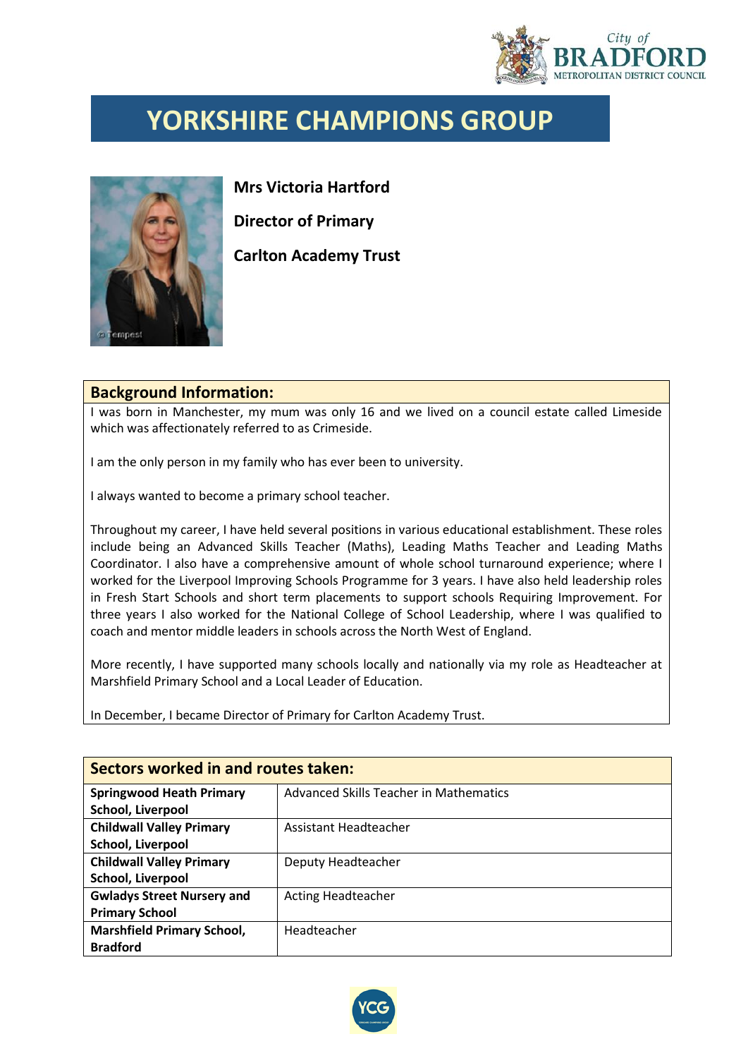# YORKSHIRE CHAMPIONS GROUP

**Mrs Victoria Hartford**

**Director of Primary**

**Carlton Academy Trust**

## Background Information:

I was born in Manchester, my mum was only 16 and we lived on a council estate called Limeside which was affectionately referred to as Crimeside.

I am the only person in my family who has ever been to university.

I always wanted to become a primary school teacher.

Throughout my career, I have held several positions in various educational establishment. These roles include being an Advanced Skills Teacher (Maths), Leading Maths Teacher and Leading Maths Coordinator. I also have a comprehensive amount of whole school turnaround experience; where I worked for the Liverpool Improving Schools Programme for 3 years. I have also held leadership roles in Fresh Start Schools and short term placements to support schools Requiring Improvement. For three years I also worked for the National College of School Leadership, where I was qualified to coach and mentor middle leaders in schools across the North West of England.

More recently, I have supported many schools locally and nationally via my role as Headteacher at Marshfield Primary School and a Local Leader of Education.

In December, I became Director of Primary for Carlton Academy Trust.

## Sectors worked in and routes taken:

| | |
|---|---|
| **Springwood Heath Primary School, Liverpool** | Advanced Skills Teacher in Mathematics |
| **Childwall Valley Primary School, Liverpool** | Assistant Headteacher |
| **Childwall Valley Primary School, Liverpool** | Deputy Headteacher |
| **Gwladys Street Nursery and Primary School** | Acting Headteacher |
| **Marshfield Primary School, Bradford** | Headteacher |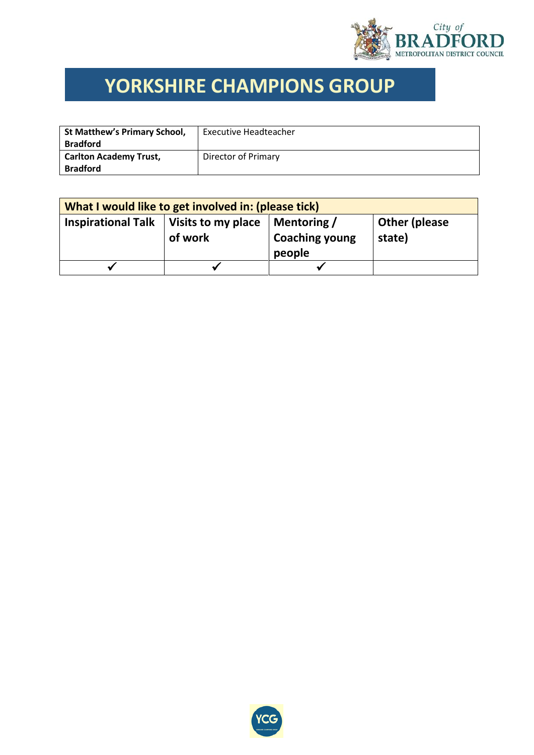# YORKSHIRE CHAMPIONS GROUP

| | |
|---|---|
| **St Matthew's Primary School, Bradford** | Executive Headteacher |
| **Carlton Academy Trust, Bradford** | Director of Primary |

| **What I would like to get involved in: (please tick)** | | | |
|---|---|---|---|
| **Inspirational Talk** | **Visits to my place of work** | **Mentoring / Coaching young people** | **Other (please state)** |
| ✓ | ✓ | ✓ | |